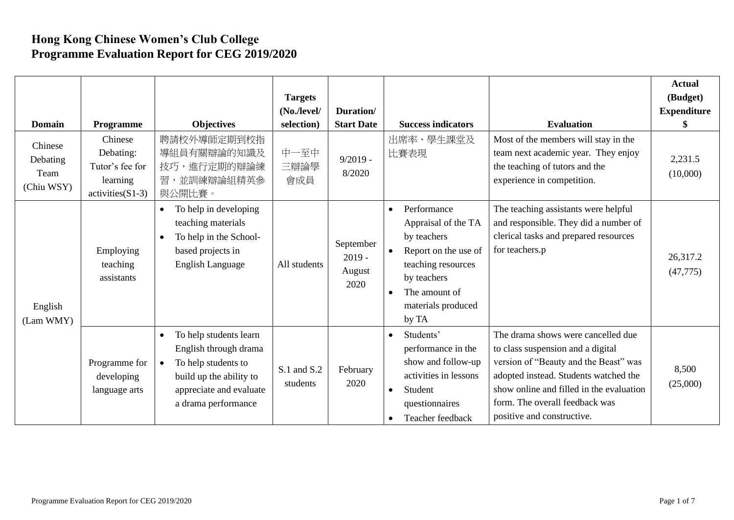# Hong Kong Chinese Women's Club College
# Programme Evaluation Report for CEG 2019/2020

| Domain | Programme | Objectives | Targets (No./level/ selection) | Duration/ Start Date | Success indicators | Evaluation | Actual (Budget) Expenditure $ |
|---|---|---|---|---|---|---|---|
| Chinese Debating Team (Chiu WSY) | Chinese Debating: Tutor's fee for learning activities(S1-3) | 聘請校外導師定期到校指導組員有關辯論的知識及技巧，進行定期的辯論練習，並訓練辯論組精英參與公開比賽。 | 中一至中三辯論學會成員 | 9/2019 - 8/2020 | 出席率、學生課堂及比賽表現 | Most of the members will stay in the team next academic year. They enjoy the teaching of tutors and the experience in competition. | 2,231.5 (10,000) |
| English (Lam WMY) | Employing teaching assistants | • To help in developing teaching materials<br>• To help in the School-based projects in English Language | All students | September 2019 - August 2020 | • Performance Appraisal of the TA by teachers<br>• Report on the use of teaching resources by teachers<br>• The amount of materials produced by TA | The teaching assistants were helpful and responsible. They did a number of clerical tasks and prepared resources for teachers.p | 26,317.2 (47,775) |
| | Programme for developing language arts | • To help students learn English through drama<br>• To help students to build up the ability to appreciate and evaluate a drama performance | S.1 and S.2 students | February 2020 | • Students' performance in the show and follow-up activities in lessons<br>• Student questionnaires<br>• Teacher feedback | The drama shows were cancelled due to class suspension and a digital version of "Beauty and the Beast" was adopted instead. Students watched the show online and filled in the evaluation form. The overall feedback was positive and constructive. | 8,500 (25,000) |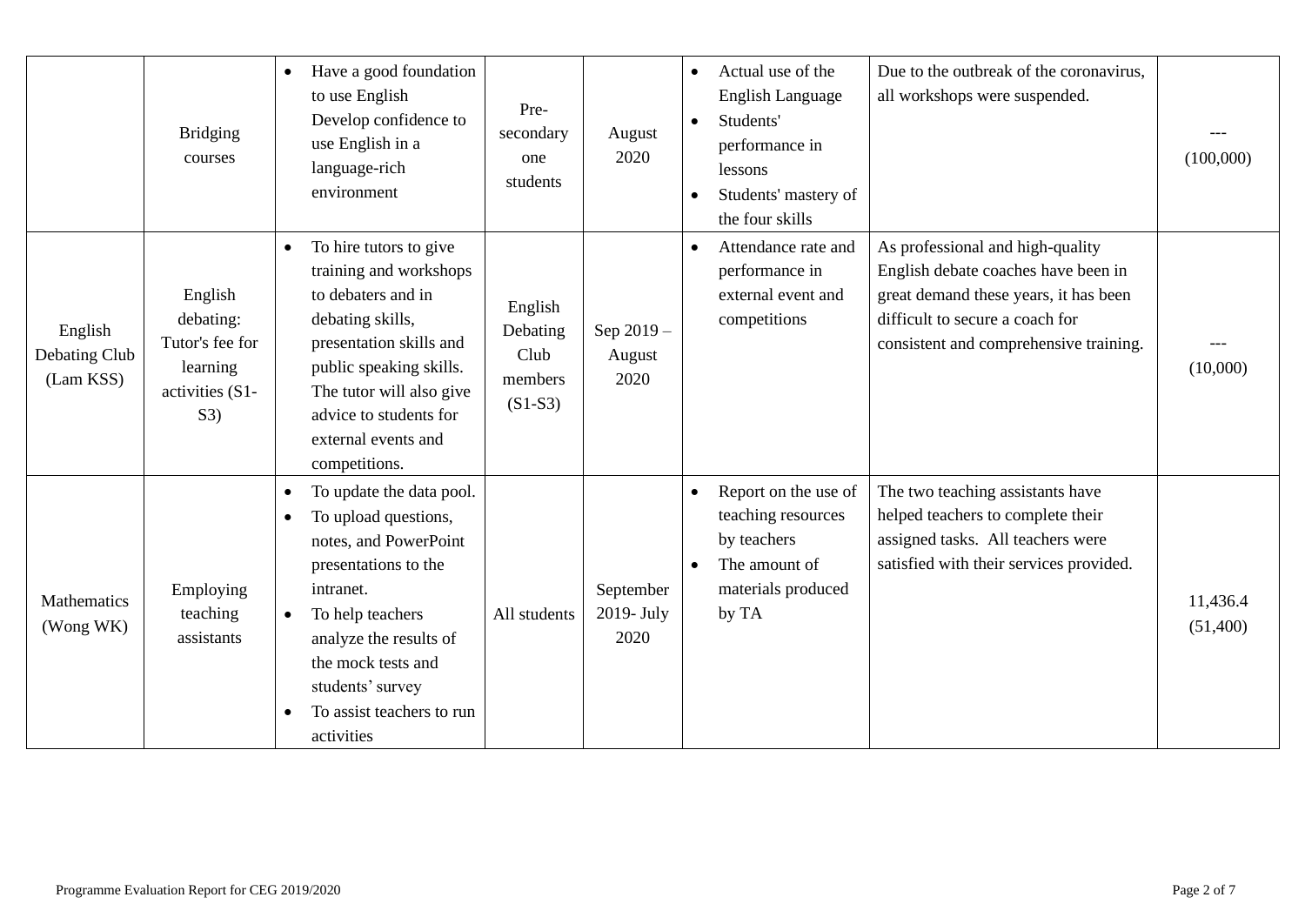| | | | | | | | |
|---|---|---|---|---|---|---|---|
| | Bridging courses | • Have a good foundation to use English<br>Develop confidence to use English in a language-rich environment | Pre-secondary one students | August 2020 | • Actual use of the English Language<br>• Students' performance in lessons<br>• Students' mastery of the four skills | Due to the outbreak of the coronavirus, all workshops were suspended. | ---<br>(100,000) |
| English Debating Club (Lam KSS) | English debating: Tutor's fee for learning activities (S1-S3) | • To hire tutors to give training and workshops to debaters and in debating skills, presentation skills and public speaking skills. The tutor will also give advice to students for external events and competitions. | English Debating Club members (S1-S3) | Sep 2019 – August 2020 | • Attendance rate and performance in external event and competitions | As professional and high-quality English debate coaches have been in great demand these years, it has been difficult to secure a coach for consistent and comprehensive training. | ---<br>(10,000) |
| Mathematics (Wong WK) | Employing teaching assistants | • To update the data pool.<br>• To upload questions, notes, and PowerPoint presentations to the intranet.<br>• To help teachers analyze the results of the mock tests and students' survey<br>• To assist teachers to run activities | All students | September 2019- July 2020 | • Report on the use of teaching resources by teachers<br>• The amount of materials produced by TA | The two teaching assistants have helped teachers to complete their assigned tasks. All teachers were satisfied with their services provided. | 11,436.4<br>(51,400) |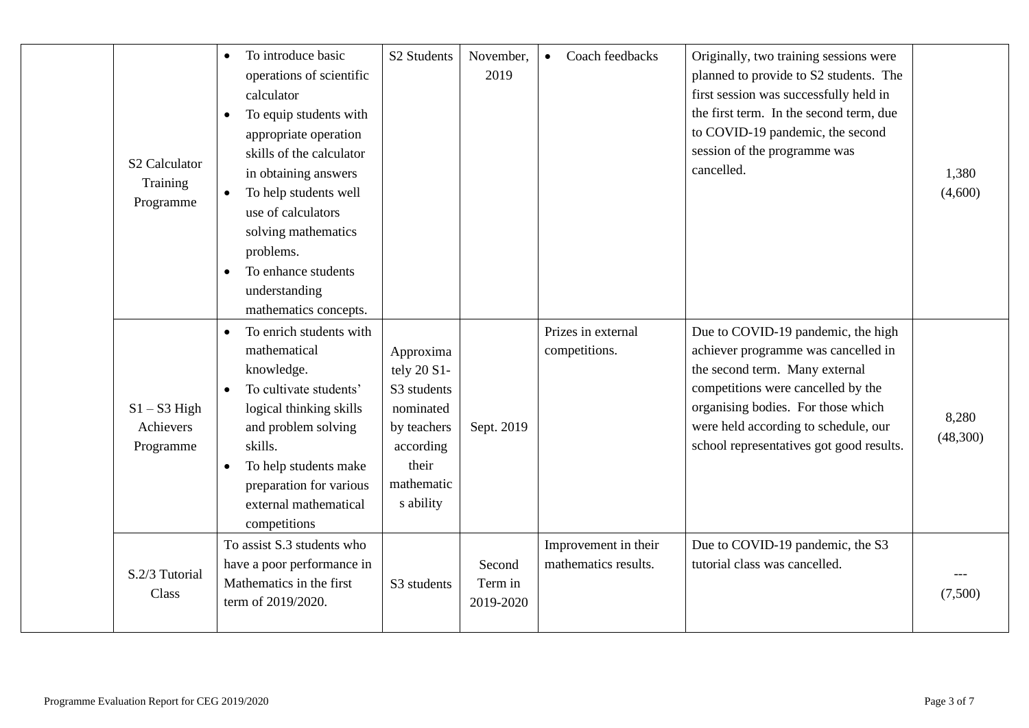| | | | | | | | |
|---|---|---|---|---|---|---|---|
| | S2 Calculator Training Programme | • To introduce basic operations of scientific calculator<br>• To equip students with appropriate operation skills of the calculator in obtaining answers<br>• To help students well use of calculators solving mathematics problems.<br>• To enhance students understanding mathematics concepts. | S2 Students | November, 2019 | • Coach feedbacks | Originally, two training sessions were planned to provide to S2 students. The first session was successfully held in the first term. In the second term, due to COVID-19 pandemic, the second session of the programme was cancelled. | 1,380 (4,600) |
| | S1 – S3 High Achievers Programme | • To enrich students with mathematical knowledge.<br>• To cultivate students' logical thinking skills and problem solving skills.<br>• To help students make preparation for various external mathematical competitions | Approximately 20 S1-S3 students nominated by teachers according their mathematics ability | Sept. 2019 | Prizes in external competitions. | Due to COVID-19 pandemic, the high achiever programme was cancelled in the second term. Many external competitions were cancelled by the organising bodies. For those which were held according to schedule, our school representatives got good results. | 8,280 (48,300) |
| | S.2/3 Tutorial Class | To assist S.3 students who have a poor performance in Mathematics in the first term of 2019/2020. | S3 students | Second Term in 2019-2020 | Improvement in their mathematics results. | Due to COVID-19 pandemic, the S3 tutorial class was cancelled. | --- (7,500) |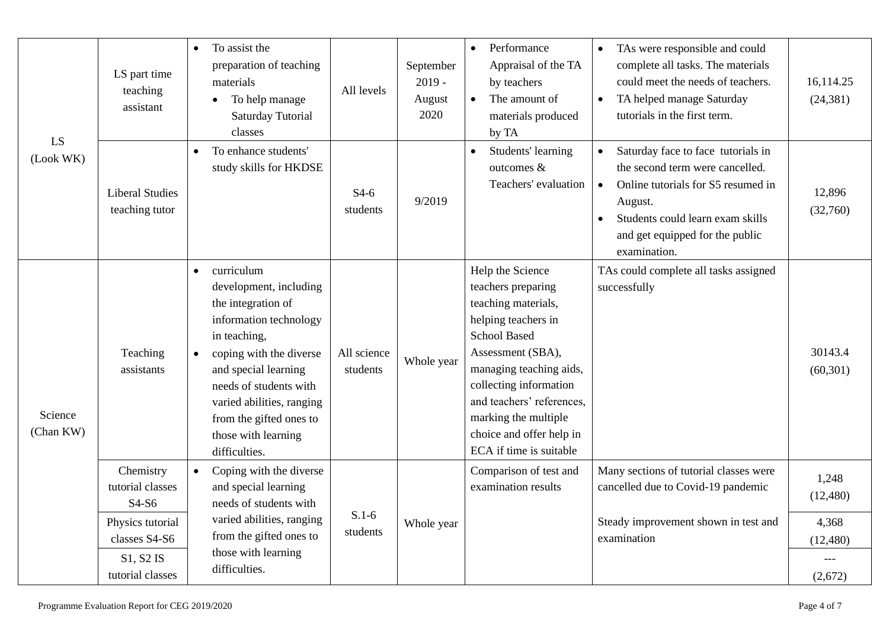| LS (Look WK) | LS part time teaching assistant | • To assist the preparation of teaching materials<br>• To help manage Saturday Tutorial classes | All levels | September 2019 - August 2020 | • Performance Appraisal of the TA by teachers<br>• The amount of materials produced by TA | • TAs were responsible and could complete all tasks. The materials could meet the needs of teachers.<br>• TA helped manage Saturday tutorials in the first term. | 16,114.25 (24,381) |
|---|---|---|---|---|---|---|---|
| | Liberal Studies teaching tutor | • To enhance students' study skills for HKDSE | S4-6 students | 9/2019 | • Students' learning outcomes & Teachers' evaluation | • Saturday face to face tutorials in the second term were cancelled.<br>• Online tutorials for S5 resumed in August.<br>• Students could learn exam skills and get equipped for the public examination. | 12,896 (32,760) |
| Science (Chan KW) | Teaching assistants | • curriculum development, including the integration of information technology in teaching,<br>• coping with the diverse and special learning needs of students with varied abilities, ranging from the gifted ones to those with learning difficulties. | All science students | Whole year | Help the Science teachers preparing teaching materials, helping teachers in School Based Assessment (SBA), managing teaching aids, collecting information and teachers' references, marking the multiple choice and offer help in ECA if time is suitable | TAs could complete all tasks assigned successfully | 30143.4 (60,301) |
| | Chemistry tutorial classes S4-S6 | • Coping with the diverse and special learning needs of students with varied abilities, ranging from the gifted ones to those with learning difficulties. | S.1-6 students | Whole year | Comparison of test and examination results | Many sections of tutorial classes were cancelled due to Covid-19 pandemic | 1,248 (12,480) |
| | Physics tutorial classes S4-S6 | | | | | Steady improvement shown in test and examination | 4,368 (12,480) |
| | S1, S2 IS tutorial classes | | | | | | --- (2,672) |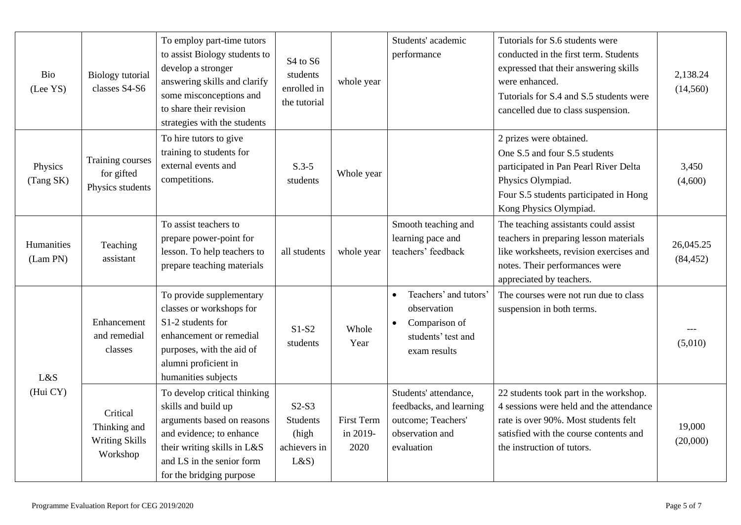| Bio (Lee YS) | Biology tutorial classes S4-S6 | To employ part-time tutors to assist Biology students to develop a stronger answering skills and clarify some misconceptions and to share their revision strategies with the students | S4 to S6 students enrolled in the tutorial | whole year | Students' academic performance | Tutorials for S.6 students were conducted in the first term. Students expressed that their answering skills were enhanced. Tutorials for S.4 and S.5 students were cancelled due to class suspension. | 2,138.24 (14,560) |
|---|---|---|---|---|---|---|---|
| Physics (Tang SK) | Training courses for gifted Physics students | To hire tutors to give training to students for external events and competitions. | S.3-5 students | Whole year | | 2 prizes were obtained. One S.5 and four S.5 students participated in Pan Pearl River Delta Physics Olympiad. Four S.5 students participated in Hong Kong Physics Olympiad. | 3,450 (4,600) |
| Humanities (Lam PN) | Teaching assistant | To assist teachers to prepare power-point for lesson. To help teachers to prepare teaching materials | all students | whole year | Smooth teaching and learning pace and teachers' feedback | The teaching assistants could assist teachers in preparing lesson materials like worksheets, revision exercises and notes. Their performances were appreciated by teachers. | 26,045.25 (84,452) |
| L&S (Hui CY) | Enhancement and remedial classes | To provide supplementary classes or workshops for S1-2 students for enhancement or remedial purposes, with the aid of alumni proficient in humanities subjects | S1-S2 students | Whole Year | • Teachers' and tutors' observation<br>• Comparison of students' test and exam results | The courses were not run due to class suspension in both terms. | --- (5,010) |
| | Critical Thinking and Writing Skills Workshop | To develop critical thinking skills and build up arguments based on reasons and evidence; to enhance their writing skills in L&S and LS in the senior form for the bridging purpose | S2-S3 Students (high achievers in L&S) | First Term in 2019-2020 | Students' attendance, feedbacks, and learning outcome; Teachers' observation and evaluation | 22 students took part in the workshop. 4 sessions were held and the attendance rate is over 90%. Most students felt satisfied with the course contents and the instruction of tutors. | 19,000 (20,000) |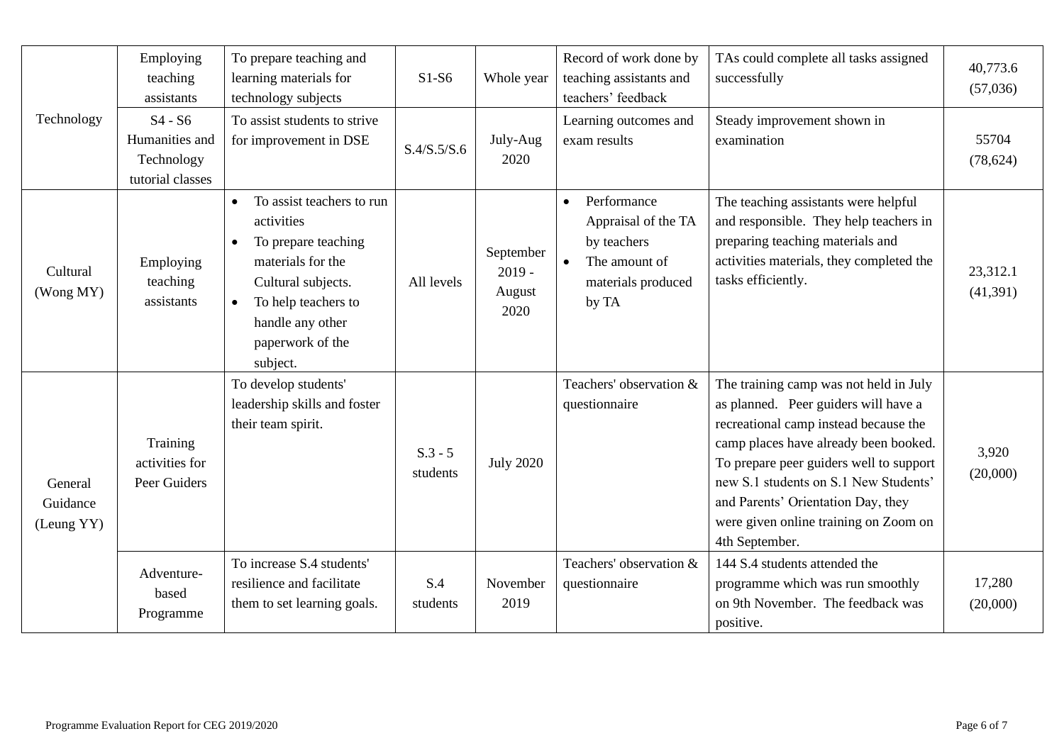| | | | | | | | |
|---|---|---|---|---|---|---|---|
| Technology | Employing teaching assistants | To prepare teaching and learning materials for technology subjects | S1-S6 | Whole year | Record of work done by teaching assistants and teachers' feedback | TAs could complete all tasks assigned successfully | 40,773.6 (57,036) |
| | S4 - S6 Humanities and Technology tutorial classes | To assist students to strive for improvement in DSE | S.4/S.5/S.6 | July-Aug 2020 | Learning outcomes and exam results | Steady improvement shown in examination | 55704 (78,624) |
| Cultural (Wong MY) | Employing teaching assistants | • To assist teachers to run activities<br>• To prepare teaching materials for the Cultural subjects.<br>• To help teachers to handle any other paperwork of the subject. | All levels | September 2019 - August 2020 | • Performance Appraisal of the TA by teachers<br>• The amount of materials produced by TA | The teaching assistants were helpful and responsible. They help teachers in preparing teaching materials and activities materials, they completed the tasks efficiently. | 23,312.1 (41,391) |
| General Guidance (Leung YY) | Training activities for Peer Guiders | To develop students' leadership skills and foster their team spirit. | S.3 - 5 students | July 2020 | Teachers' observation & questionnaire | The training camp was not held in July as planned. Peer guiders will have a recreational camp instead because the camp places have already been booked. To prepare peer guiders well to support new S.1 students on S.1 New Students' and Parents' Orientation Day, they were given online training on Zoom on 4th September. | 3,920 (20,000) |
| | Adventure-based Programme | To increase S.4 students' resilience and facilitate them to set learning goals. | S.4 students | November 2019 | Teachers' observation & questionnaire | 144 S.4 students attended the programme which was run smoothly on 9th November. The feedback was positive. | 17,280 (20,000) |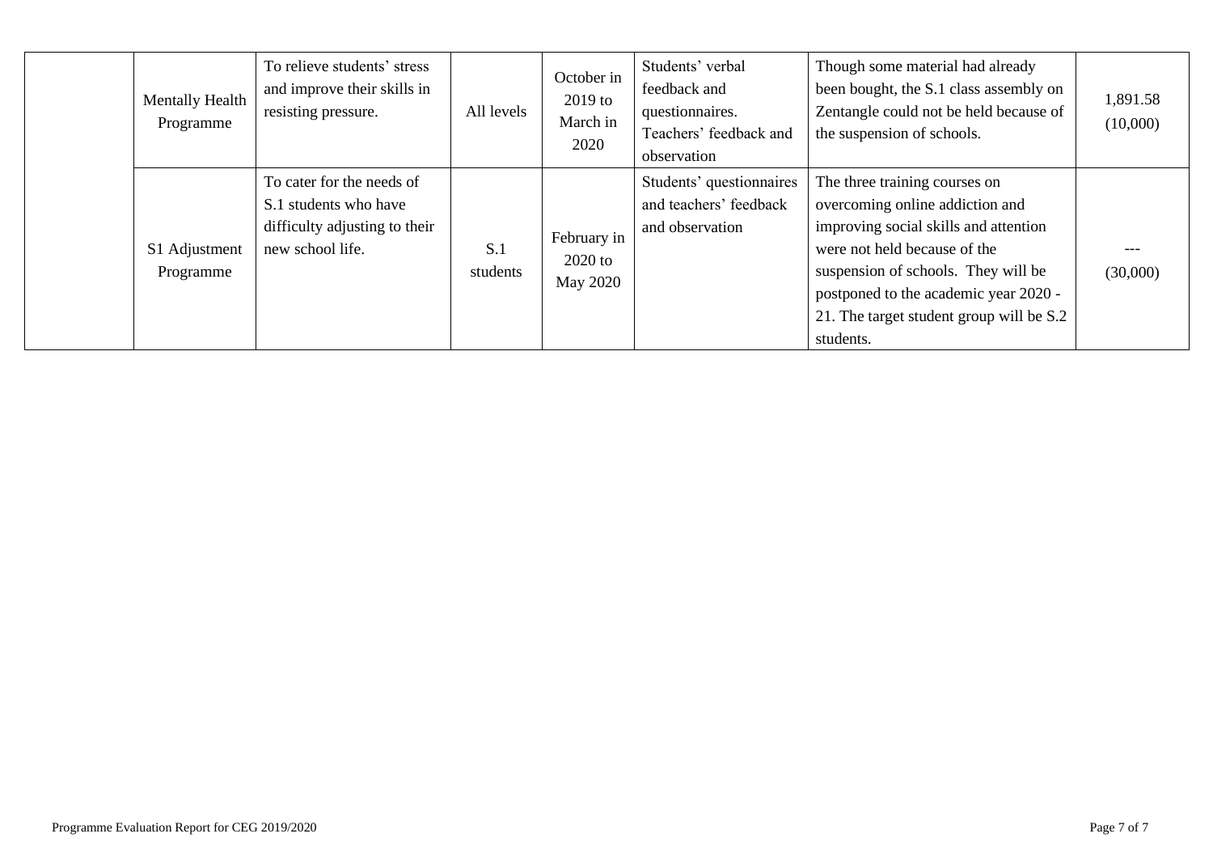| | | | | | | | |
|---|---|---|---|---|---|---|---|
| | Mentally Health Programme | To relieve students' stress and improve their skills in resisting pressure. | All levels | October in 2019 to March in 2020 | Students' verbal feedback and questionnaires. Teachers' feedback and observation | Though some material had already been bought, the S.1 class assembly on Zentangle could not be held because of the suspension of schools. | 1,891.58 (10,000) |
| | S1 Adjustment Programme | To cater for the needs of S.1 students who have difficulty adjusting to their new school life. | S.1 students | February in 2020 to May 2020 | Students' questionnaires and teachers' feedback and observation | The three training courses on overcoming online addiction and improving social skills and attention were not held because of the suspension of schools. They will be postponed to the academic year 2020 - 21. The target student group will be S.2 students. | --- (30,000) |